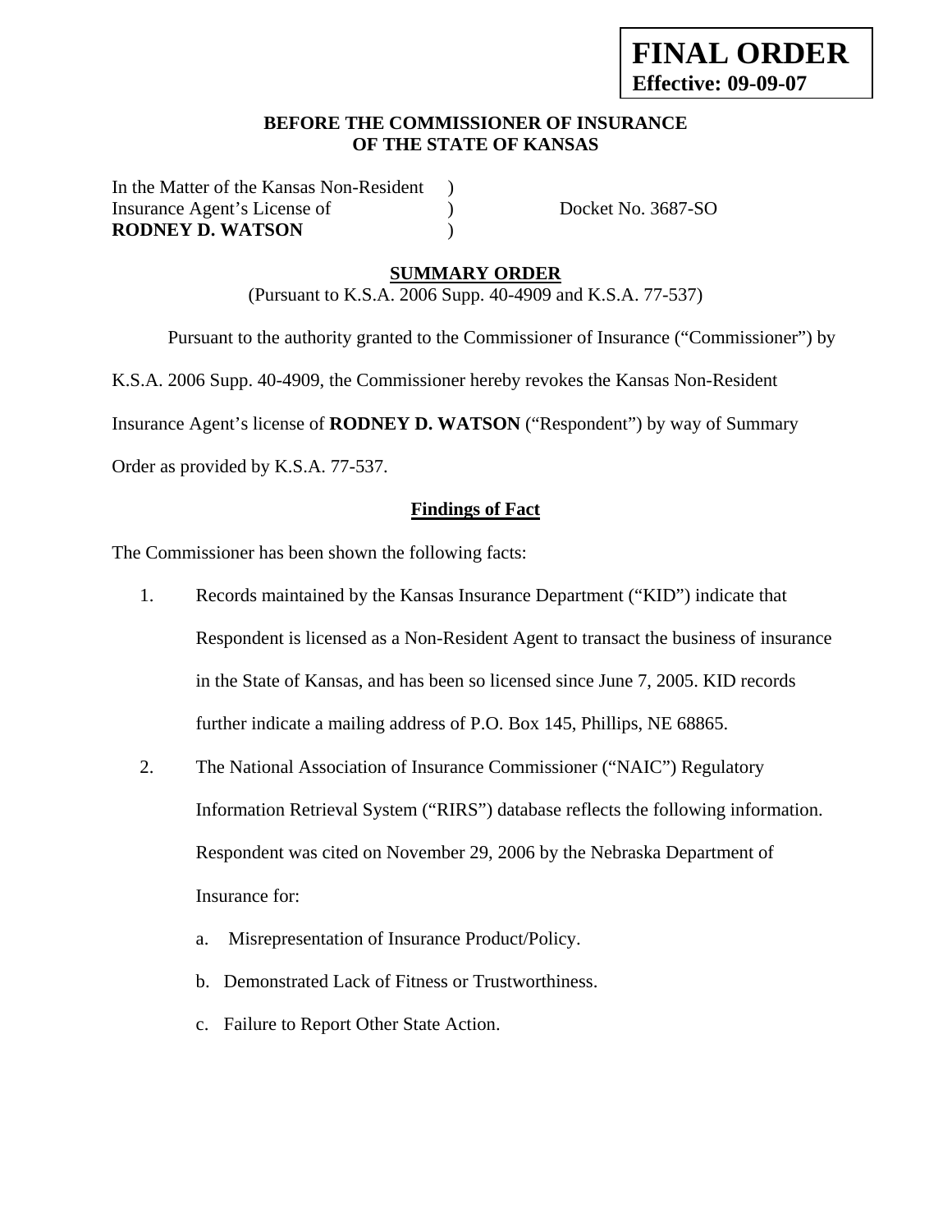**FINAL ORDER**
**Effective: 09-09-07**

**BEFORE THE COMMISSIONER OF INSURANCE**
**OF THE STATE OF KANSAS**

| | | |
|---|---|---|
| In the Matter of the Kansas Non-Resident | ) | |
| Insurance Agent's License of | ) | Docket No. 3687-SO |
| **RODNEY D. WATSON** | ) | |

## SUMMARY ORDER

(Pursuant to K.S.A. 2006 Supp. 40-4909 and K.S.A. 77-537)

Pursuant to the authority granted to the Commissioner of Insurance ("Commissioner") by K.S.A. 2006 Supp. 40-4909, the Commissioner hereby revokes the Kansas Non-Resident Insurance Agent's license of **RODNEY D. WATSON** ("Respondent") by way of Summary Order as provided by K.S.A. 77-537.

### Findings of Fact

The Commissioner has been shown the following facts:

1. Records maintained by the Kansas Insurance Department ("KID") indicate that Respondent is licensed as a Non-Resident Agent to transact the business of insurance in the State of Kansas, and has been so licensed since June 7, 2005. KID records further indicate a mailing address of P.O. Box 145, Phillips, NE 68865.
2. The National Association of Insurance Commissioner ("NAIC") Regulatory Information Retrieval System ("RIRS") database reflects the following information. Respondent was cited on November 29, 2006 by the Nebraska Department of Insurance for:
   a. Misrepresentation of Insurance Product/Policy.
   b. Demonstrated Lack of Fitness or Trustworthiness.
   c. Failure to Report Other State Action.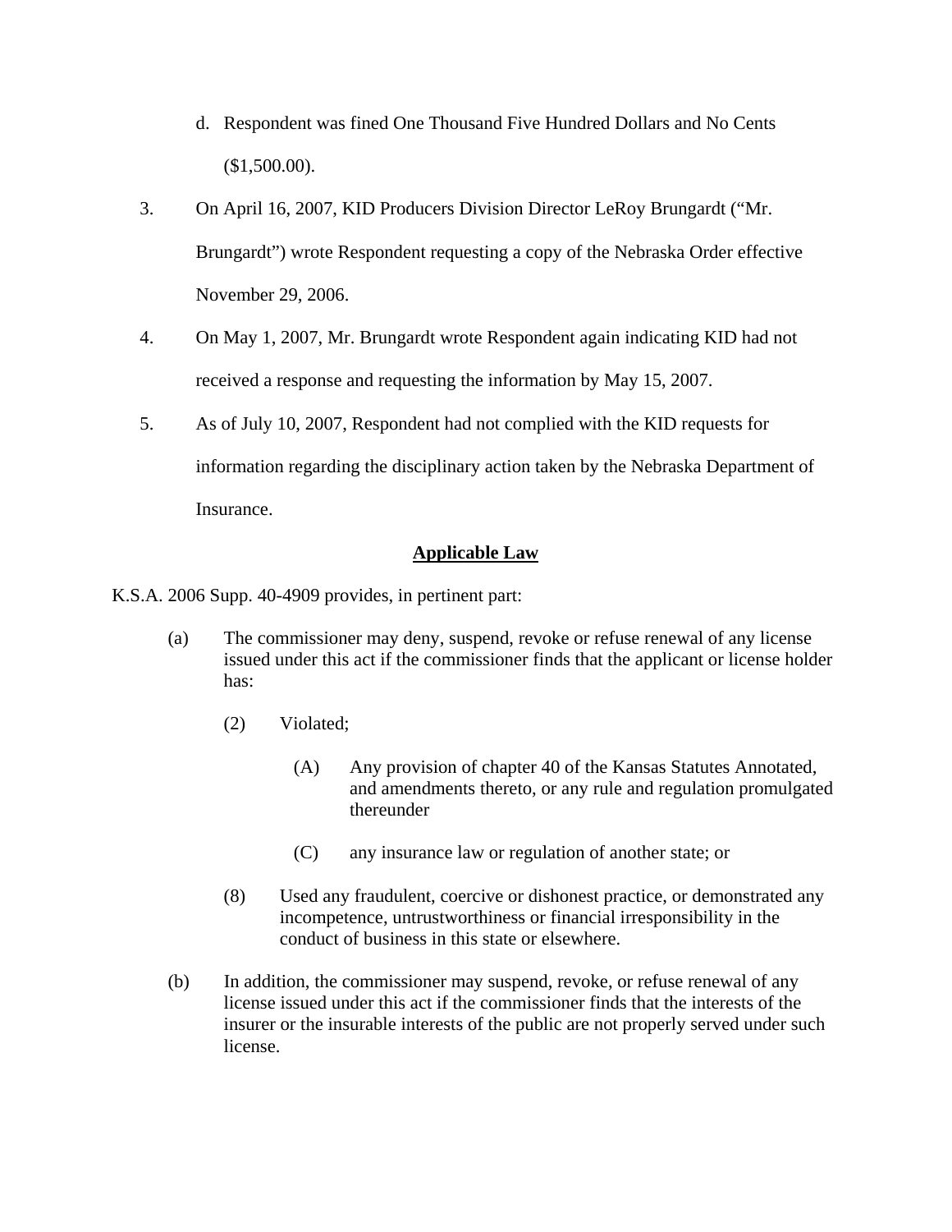d. Respondent was fined One Thousand Five Hundred Dollars and No Cents ($1,500.00).

3. On April 16, 2007, KID Producers Division Director LeRoy Brungardt ("Mr. Brungardt") wrote Respondent requesting a copy of the Nebraska Order effective November 29, 2006.

4. On May 1, 2007, Mr. Brungardt wrote Respondent again indicating KID had not received a response and requesting the information by May 15, 2007.

5. As of July 10, 2007, Respondent had not complied with the KID requests for information regarding the disciplinary action taken by the Nebraska Department of Insurance.

## Applicable Law

K.S.A. 2006 Supp. 40-4909 provides, in pertinent part:

(a) The commissioner may deny, suspend, revoke or refuse renewal of any license issued under this act if the commissioner finds that the applicant or license holder has:

(2) Violated;

(A) Any provision of chapter 40 of the Kansas Statutes Annotated, and amendments thereto, or any rule and regulation promulgated thereunder

(C) any insurance law or regulation of another state; or

(8) Used any fraudulent, coercive or dishonest practice, or demonstrated any incompetence, untrustworthiness or financial irresponsibility in the conduct of business in this state or elsewhere.

(b) In addition, the commissioner may suspend, revoke, or refuse renewal of any license issued under this act if the commissioner finds that the interests of the insurer or the insurable interests of the public are not properly served under such license.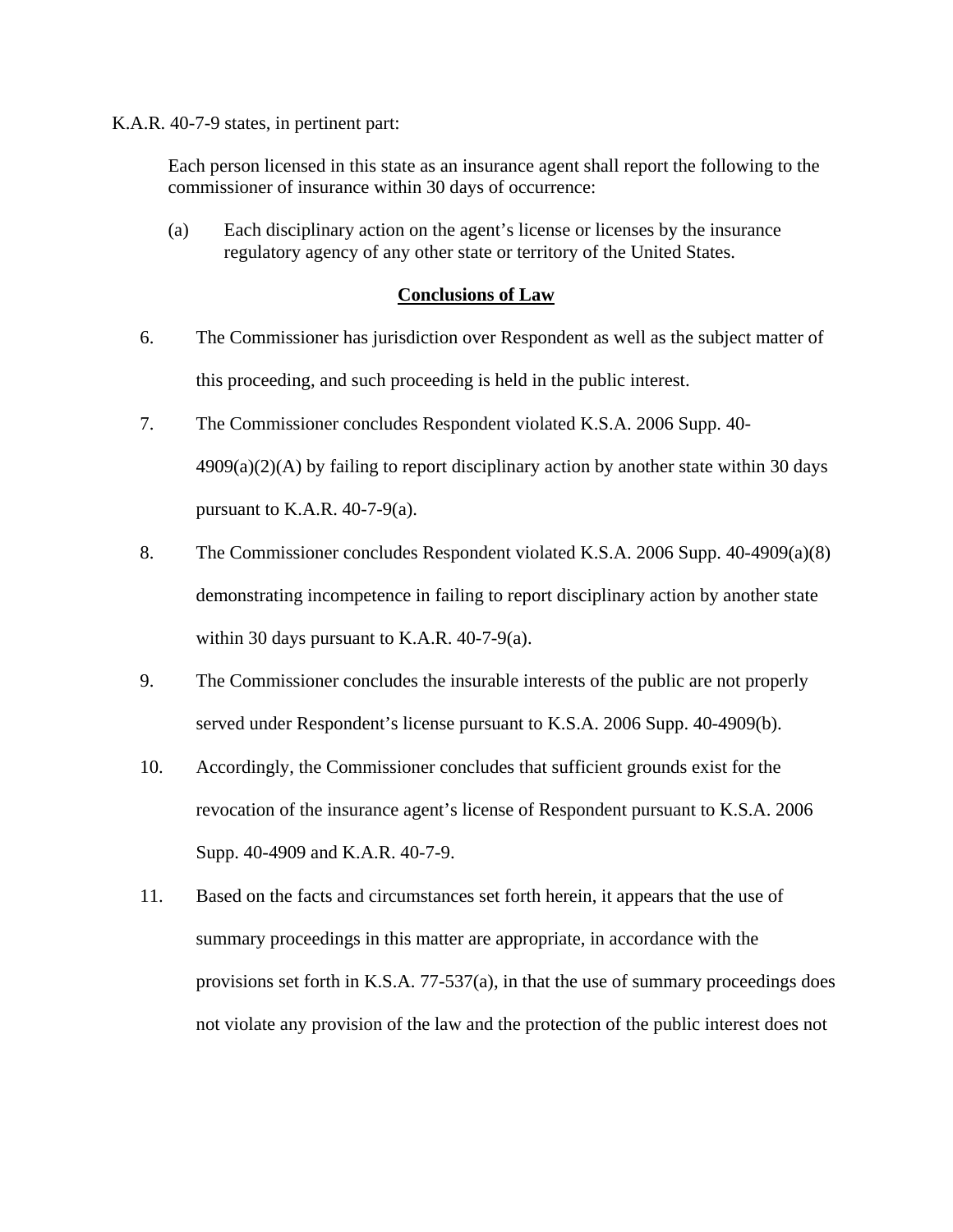K.A.R. 40-7-9 states, in pertinent part:

> Each person licensed in this state as an insurance agent shall report the following to the commissioner of insurance within 30 days of occurrence:
>
> (a) Each disciplinary action on the agent's license or licenses by the insurance regulatory agency of any other state or territory of the United States.

## Conclusions of Law

6. The Commissioner has jurisdiction over Respondent as well as the subject matter of this proceeding, and such proceeding is held in the public interest.

7. The Commissioner concludes Respondent violated K.S.A. 2006 Supp. 40-4909(a)(2)(A) by failing to report disciplinary action by another state within 30 days pursuant to K.A.R. 40-7-9(a).

8. The Commissioner concludes Respondent violated K.S.A. 2006 Supp. 40-4909(a)(8) demonstrating incompetence in failing to report disciplinary action by another state within 30 days pursuant to K.A.R. 40-7-9(a).

9. The Commissioner concludes the insurable interests of the public are not properly served under Respondent's license pursuant to K.S.A. 2006 Supp. 40-4909(b).

10. Accordingly, the Commissioner concludes that sufficient grounds exist for the revocation of the insurance agent's license of Respondent pursuant to K.S.A. 2006 Supp. 40-4909 and K.A.R. 40-7-9.

11. Based on the facts and circumstances set forth herein, it appears that the use of summary proceedings in this matter are appropriate, in accordance with the provisions set forth in K.S.A. 77-537(a), in that the use of summary proceedings does not violate any provision of the law and the protection of the public interest does not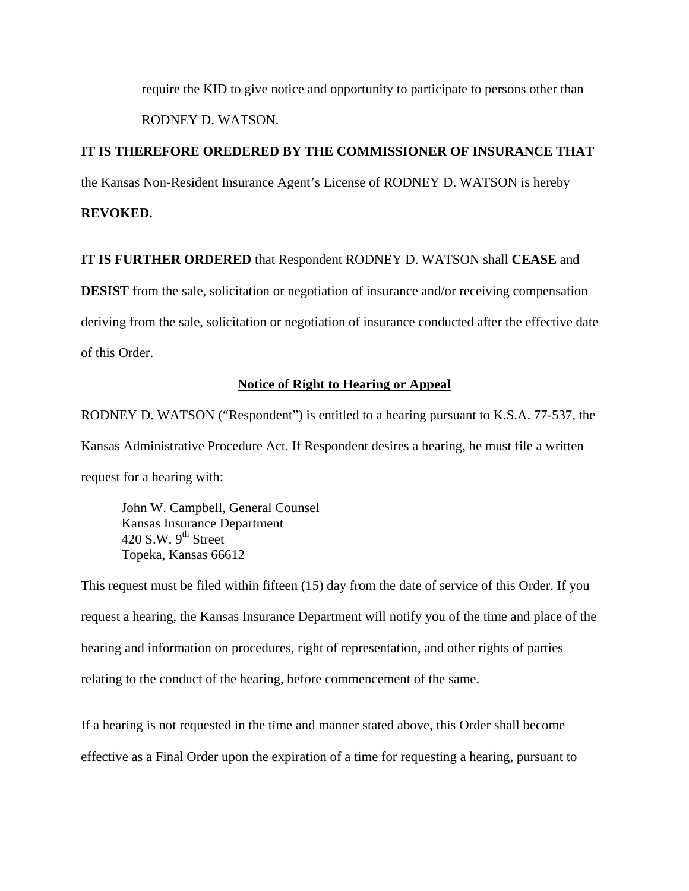require the KID to give notice and opportunity to participate to persons other than RODNEY D. WATSON.

**IT IS THEREFORE OREDERED BY THE COMMISSIONER OF INSURANCE THAT** the Kansas Non-Resident Insurance Agent's License of RODNEY D. WATSON is hereby **REVOKED.**

**IT IS FURTHER ORDERED** that Respondent RODNEY D. WATSON shall **CEASE** and **DESIST** from the sale, solicitation or negotiation of insurance and/or receiving compensation deriving from the sale, solicitation or negotiation of insurance conducted after the effective date of this Order.

**Notice of Right to Hearing or Appeal**

RODNEY D. WATSON ("Respondent") is entitled to a hearing pursuant to K.S.A. 77-537, the Kansas Administrative Procedure Act. If Respondent desires a hearing, he must file a written request for a hearing with:

John W. Campbell, General Counsel
Kansas Insurance Department
420 S.W. 9th Street
Topeka, Kansas 66612

This request must be filed within fifteen (15) day from the date of service of this Order. If you request a hearing, the Kansas Insurance Department will notify you of the time and place of the hearing and information on procedures, right of representation, and other rights of parties relating to the conduct of the hearing, before commencement of the same.

If a hearing is not requested in the time and manner stated above, this Order shall become effective as a Final Order upon the expiration of a time for requesting a hearing, pursuant to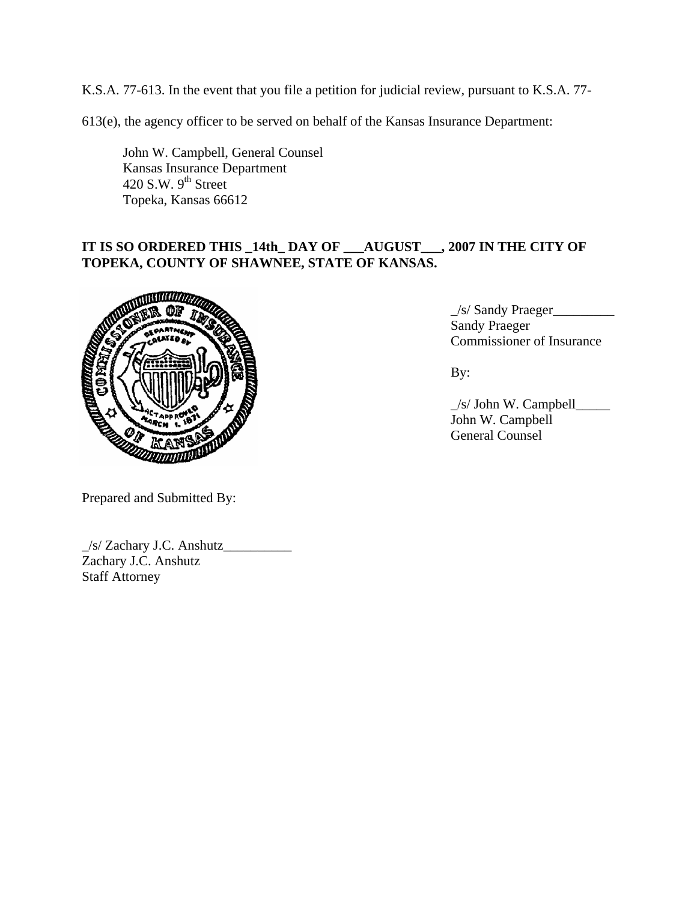K.S.A. 77-613. In the event that you file a petition for judicial review, pursuant to K.S.A. 77-613(e), the agency officer to be served on behalf of the Kansas Insurance Department:

John W. Campbell, General Counsel
Kansas Insurance Department
420 S.W. 9th Street
Topeka, Kansas 66612

**IT IS SO ORDERED THIS _14th_ DAY OF ___AUGUST___, 2007 IN THE CITY OF TOPEKA, COUNTY OF SHAWNEE, STATE OF KANSAS.**

_/s/ Sandy Praeger_________
Sandy Praeger
Commissioner of Insurance

By:

_/s/ John W. Campbell_____
John W. Campbell
General Counsel

Prepared and Submitted By:

_/s/ Zachary J.C. Anshutz__________
Zachary J.C. Anshutz
Staff Attorney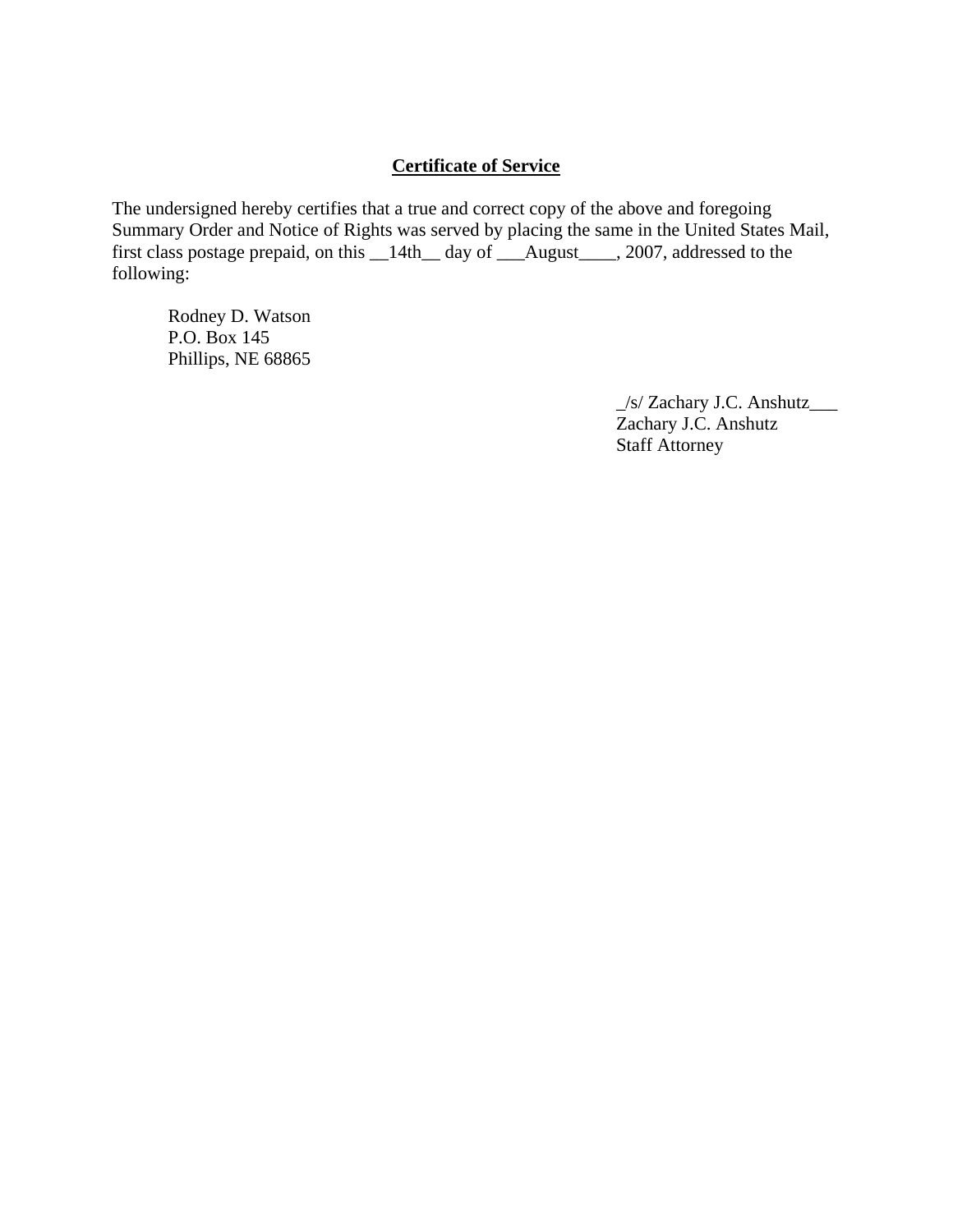**Certificate of Service**

The undersigned hereby certifies that a true and correct copy of the above and foregoing Summary Order and Notice of Rights was served by placing the same in the United States Mail, first class postage prepaid, on this __14th__ day of ___August____, 2007, addressed to the following:

Rodney D. Watson
P.O. Box 145
Phillips, NE 68865

_/s/ Zachary J.C. Anshutz___
Zachary J.C. Anshutz
Staff Attorney